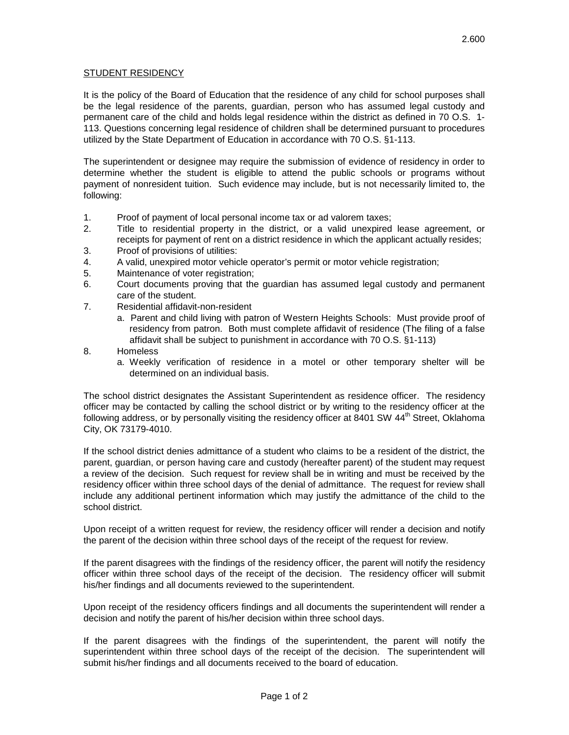## STUDENT RESIDENCY

It is the policy of the Board of Education that the residence of any child for school purposes shall be the legal residence of the parents, guardian, person who has assumed legal custody and permanent care of the child and holds legal residence within the district as defined in 70 O.S. 1-113. Questions concerning legal residence of children shall be determined pursuant to procedures utilized by the State Department of Education in accordance with 70 O.S. §1-113.

The superintendent or designee may require the submission of evidence of residency in order to determine whether the student is eligible to attend the public schools or programs without payment of nonresident tuition. Such evidence may include, but is not necessarily limited to, the following:

1. Proof of payment of local personal income tax or ad valorem taxes;
2. Title to residential property in the district, or a valid unexpired lease agreement, or receipts for payment of rent on a district residence in which the applicant actually resides;
3. Proof of provisions of utilities:
4. A valid, unexpired motor vehicle operator's permit or motor vehicle registration;
5. Maintenance of voter registration;
6. Court documents proving that the guardian has assumed legal custody and permanent care of the student.
7. Residential affidavit-non-resident
   a. Parent and child living with patron of Western Heights Schools: Must provide proof of residency from patron. Both must complete affidavit of residence (The filing of a false affidavit shall be subject to punishment in accordance with 70 O.S. §1-113)
8. Homeless
   a. Weekly verification of residence in a motel or other temporary shelter will be determined on an individual basis.

The school district designates the Assistant Superintendent as residence officer. The residency officer may be contacted by calling the school district or by writing to the residency officer at the following address, or by personally visiting the residency officer at 8401 SW 44th Street, Oklahoma City, OK 73179-4010.

If the school district denies admittance of a student who claims to be a resident of the district, the parent, guardian, or person having care and custody (hereafter parent) of the student may request a review of the decision. Such request for review shall be in writing and must be received by the residency officer within three school days of the denial of admittance. The request for review shall include any additional pertinent information which may justify the admittance of the child to the school district.

Upon receipt of a written request for review, the residency officer will render a decision and notify the parent of the decision within three school days of the receipt of the request for review.

If the parent disagrees with the findings of the residency officer, the parent will notify the residency officer within three school days of the receipt of the decision. The residency officer will submit his/her findings and all documents reviewed to the superintendent.

Upon receipt of the residency officers findings and all documents the superintendent will render a decision and notify the parent of his/her decision within three school days.

If the parent disagrees with the findings of the superintendent, the parent will notify the superintendent within three school days of the receipt of the decision. The superintendent will submit his/her findings and all documents received to the board of education.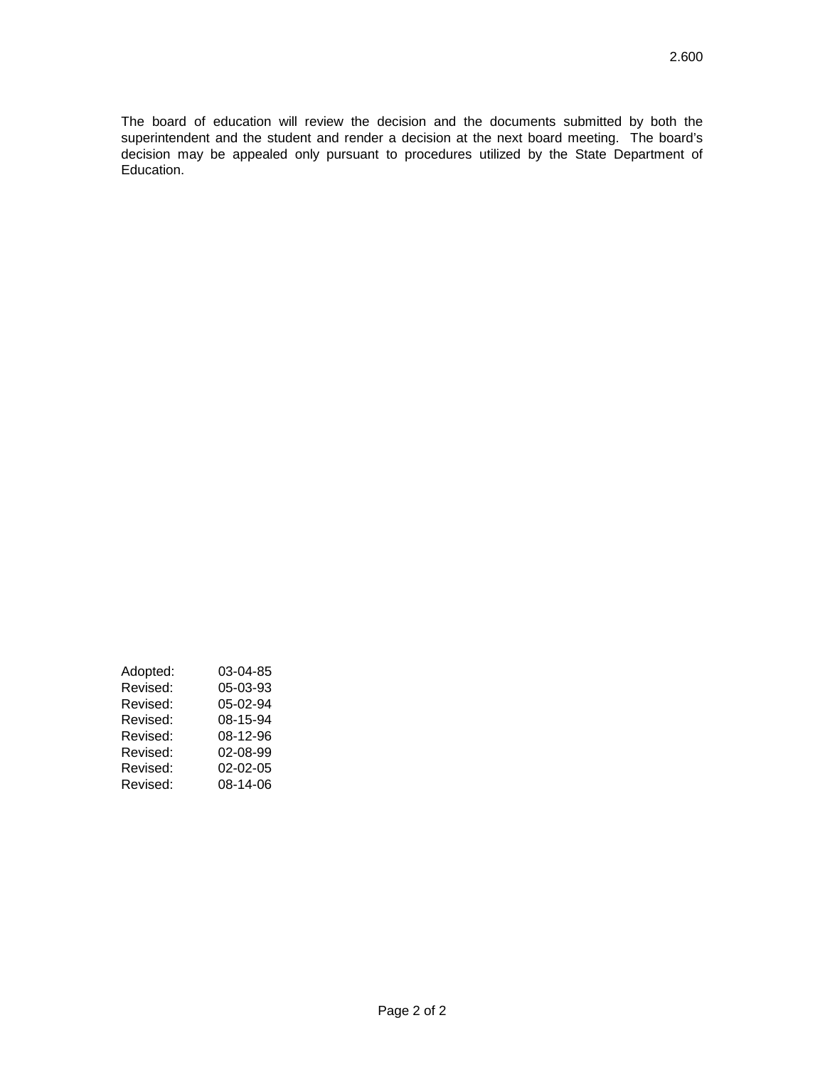The board of education will review the decision and the documents submitted by both the superintendent and the student and render a decision at the next board meeting. The board's decision may be appealed only pursuant to procedures utilized by the State Department of Education.

| | |
|---|---|
| Adopted: | 03-04-85 |
| Revised: | 05-03-93 |
| Revised: | 05-02-94 |
| Revised: | 08-15-94 |
| Revised: | 08-12-96 |
| Revised: | 02-08-99 |
| Revised: | 02-02-05 |
| Revised: | 08-14-06 |